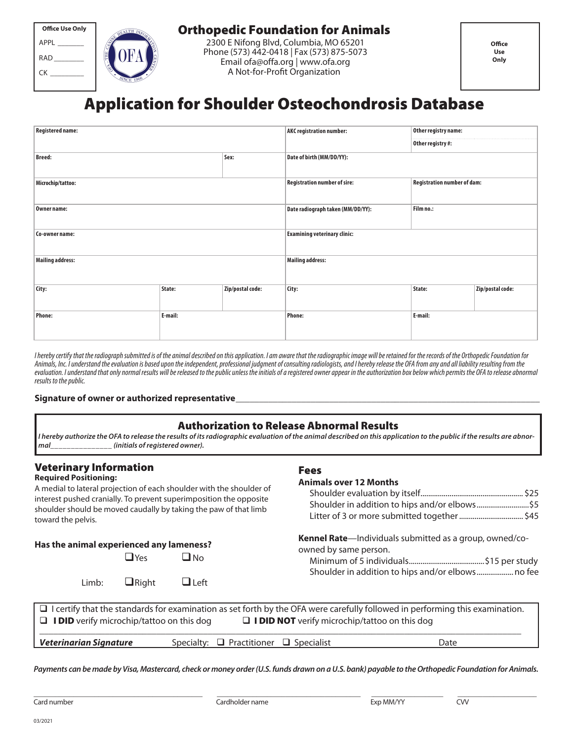**Office Use Only**

APPL _______

RAD ________

CK _________

# Orthopedic Foundation for Animals

2300 E Nifong Blvd, Columbia, MO 65201
Phone (573) 442-0418 | Fax (573) 875-5073
Email ofa@offa.org | www.ofa.org
A Not-for-Profit Organization

**Office Use Only**

# Application for Shoulder Osteochondrosis Database

| Registered name: | | | AKC registration number: | Other registry name: / Other registry #: | |
|---|---|---|---|---|---|
| Breed: | | Sex: | Date of birth (MM/DD/YY): | | |
| Microchip/tattoo: | | | Registration number of sire: | Registration number of dam: | |
| Owner name: | | | Date radiograph taken (MM/DD/YY): | Film no.: | |
| Co-owner name: | | | Examining veterinary clinic: | | |
| Mailing address: | | | Mailing address: | | |
| City: | State: | Zip/postal code: | City: | State: | Zip/postal code: |
| Phone: | E-mail: | | Phone: | E-mail: | |

*I hereby certify that the radiograph submitted is of the animal described on this application. I am aware that the radiographic image will be retained for the records of the Orthopedic Foundation for Animals, Inc. I understand the evaluation is based upon the independent, professional judgment of consulting radiologists, and I hereby release the OFA from any and all liability resulting from the evaluation. I understand that only normal results will be released to the public unless the initials of a registered owner appear in the authorization box below which permits the OFA to release abnormal results to the public.*

**Signature of owner or authorized representative**______________________________________________

## Authorization to Release Abnormal Results

***I hereby authorize the OFA to release the results of its radiographic evaluation of the animal described on this application to the public if the results are abnormal_______________ (initials of registered owner).***

## Veterinary Information

**Required Positioning:**

A medial to lateral projection of each shoulder with the shoulder of interest pushed cranially. To prevent superimposition the opposite shoulder should be moved caudally by taking the paw of that limb toward the pelvis.

**Has the animal experienced any lameness?**

❑ Yes ❑ No

Limb: ❑ Right ❑ Left

## Fees

**Animals over 12 Months**

Shoulder evaluation by itself.................................................... $25
Shoulder in addition to hips and/or elbows...........................$5
Litter of 3 or more submitted together................................. $45

**Kennel Rate**—Individuals submitted as a group, owned/co-owned by same person.

Minimum of 5 individuals......................................$15 per study
Shoulder in addition to hips and/or elbows.................. no fee

❑ I certify that the standards for examination as set forth by the OFA were carefully followed in performing this examination.

❑ **I DID** verify microchip/tattoo on this dog ❑ **I DID NOT** verify microchip/tattoo on this dog

___________________________________________________________________________

***Veterinarian Signature*** Specialty: ❑ Practitioner ❑ Specialist Date

***Payments can be made by Visa, Mastercard, check or money order (U.S. funds drawn on a U.S. bank) payable to the Orthopedic Foundation for Animals.***

Card number ____________ Cardholder name ____________ Exp MM/YY ________ CVV ________

03/2021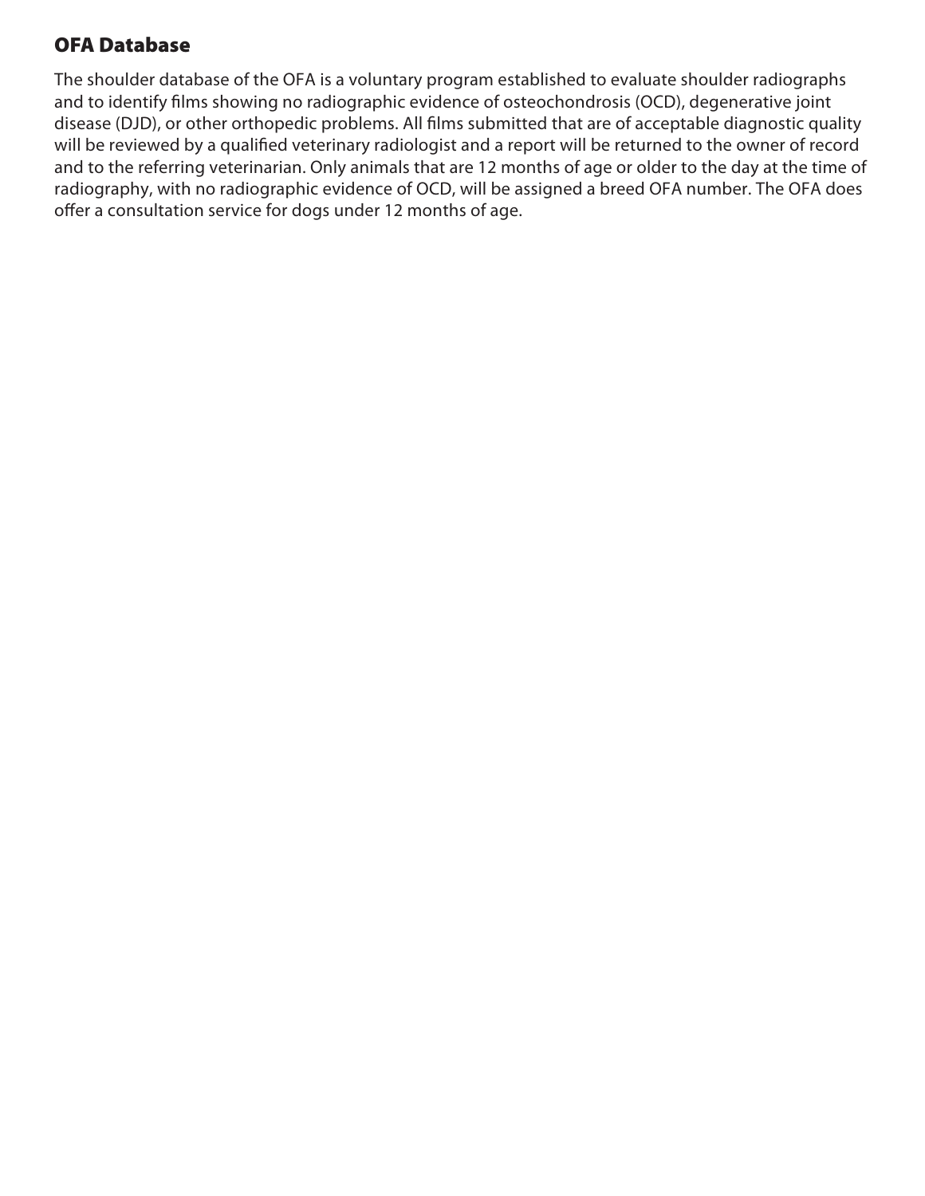## OFA Database

The shoulder database of the OFA is a voluntary program established to evaluate shoulder radiographs and to identify films showing no radiographic evidence of osteochondrosis (OCD), degenerative joint disease (DJD), or other orthopedic problems. All films submitted that are of acceptable diagnostic quality will be reviewed by a qualified veterinary radiologist and a report will be returned to the owner of record and to the referring veterinarian. Only animals that are 12 months of age or older to the day at the time of radiography, with no radiographic evidence of OCD, will be assigned a breed OFA number. The OFA does offer a consultation service for dogs under 12 months of age.